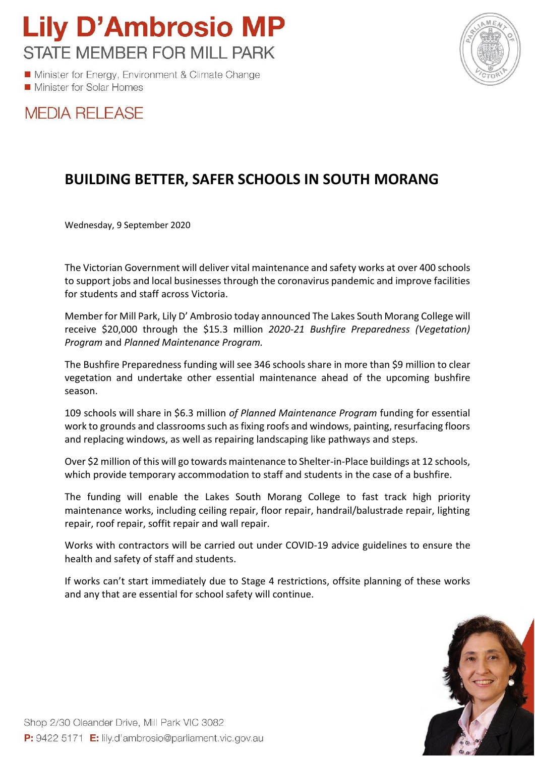# Lily D'Ambrosio MP

STATE MEMBER FOR MILL PARK

- Minister for Energy, Environment & Climate Change
- Minister for Solar Homes

## MEDIA RELEASE

## BUILDING BETTER, SAFER SCHOOLS IN SOUTH MORANG

Wednesday, 9 September 2020

The Victorian Government will deliver vital maintenance and safety works at over 400 schools to support jobs and local businesses through the coronavirus pandemic and improve facilities for students and staff across Victoria.

Member for Mill Park, Lily D' Ambrosio today announced The Lakes South Morang College will receive $20,000 through the $15.3 million *2020-21 Bushfire Preparedness (Vegetation) Program* and *Planned Maintenance Program.*

The Bushfire Preparedness funding will see 346 schools share in more than $9 million to clear vegetation and undertake other essential maintenance ahead of the upcoming bushfire season.

109 schools will share in $6.3 million *of Planned Maintenance Program* funding for essential work to grounds and classrooms such as fixing roofs and windows, painting, resurfacing floors and replacing windows, as well as repairing landscaping like pathways and steps.

Over $2 million of this will go towards maintenance to Shelter-in-Place buildings at 12 schools, which provide temporary accommodation to staff and students in the case of a bushfire.

The funding will enable the Lakes South Morang College to fast track high priority maintenance works, including ceiling repair, floor repair, handrail/balustrade repair, lighting repair, roof repair, soffit repair and wall repair.

Works with contractors will be carried out under COVID-19 advice guidelines to ensure the health and safety of staff and students.

If works can't start immediately due to Stage 4 restrictions, offsite planning of these works and any that are essential for school safety will continue.

Shop 2/30 Oleander Drive, Mill Park VIC 3082
**P:** 9422 5171 **E:** lily.d'ambrosio@parliament.vic.gov.au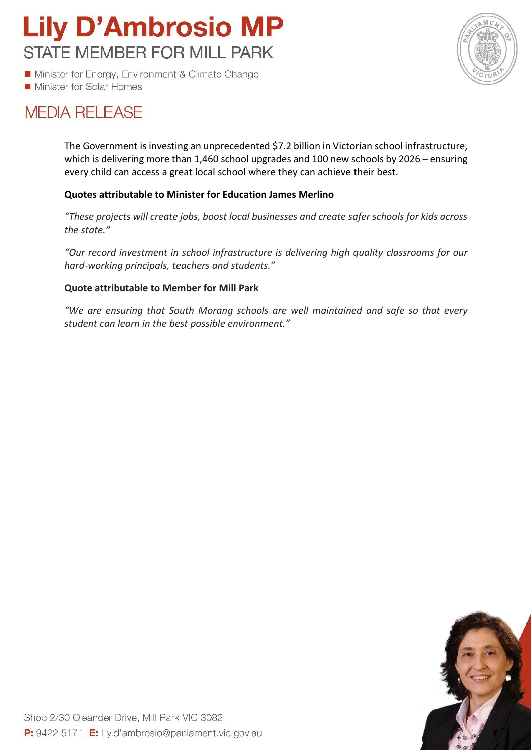# Lily D'Ambrosio MP

## STATE MEMBER FOR MILL PARK

- Minister for Energy, Environment & Climate Change
- Minister for Solar Homes

## MEDIA RELEASE

The Government is investing an unprecedented $7.2 billion in Victorian school infrastructure, which is delivering more than 1,460 school upgrades and 100 new schools by 2026 – ensuring every child can access a great local school where they can achieve their best.

**Quotes attributable to Minister for Education James Merlino**

*"These projects will create jobs, boost local businesses and create safer schools for kids across the state."*

*"Our record investment in school infrastructure is delivering high quality classrooms for our hard-working principals, teachers and students."*

**Quote attributable to Member for Mill Park**

*"We are ensuring that South Morang schools are well maintained and safe so that every student can learn in the best possible environment."*

Shop 2/30 Oleander Drive, Mill Park VIC 3082

**P:** 9422 5171 **E:** lily.d'ambrosio@parliament.vic.gov.au